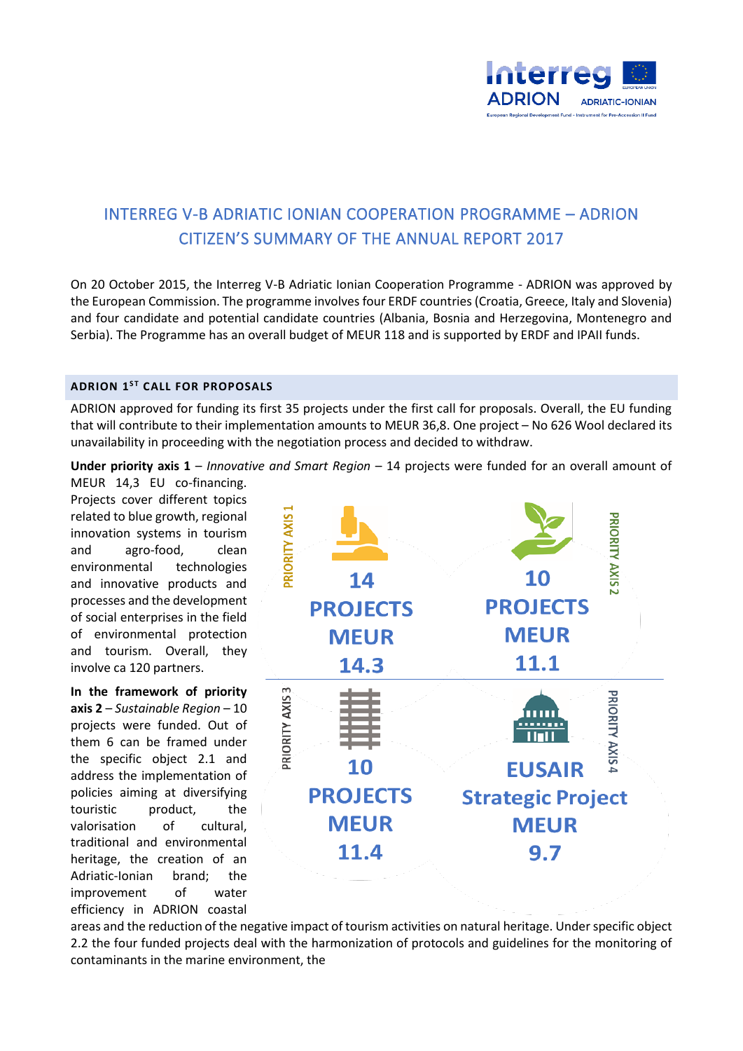# INTERREG V-B ADRIATIC IONIAN COOPERATION PROGRAMME – ADRION
## CITIZEN'S SUMMARY OF THE ANNUAL REPORT 2017

On 20 October 2015, the Interreg V-B Adriatic Ionian Cooperation Programme - ADRION was approved by the European Commission. The programme involves four ERDF countries (Croatia, Greece, Italy and Slovenia) and four candidate and potential candidate countries (Albania, Bosnia and Herzegovina, Montenegro and Serbia). The Programme has an overall budget of MEUR 118 and is supported by ERDF and IPAII funds.

### ADRION 1ST CALL FOR PROPOSALS

ADRION approved for funding its first 35 projects under the first call for proposals. Overall, the EU funding that will contribute to their implementation amounts to MEUR 36,8. One project – No 626 Wool declared its unavailability in proceeding with the negotiation process and decided to withdraw.

**Under priority axis 1** – *Innovative and Smart Region* – 14 projects were funded for an overall amount of MEUR 14,3 EU co-financing. Projects cover different topics related to blue growth, regional innovation systems in tourism and agro-food, clean environmental technologies and innovative products and processes and the development of social enterprises in the field of environmental protection and tourism. Overall, they involve ca 120 partners.

| PRIORITY AXIS 1 | PRIORITY AXIS 2 |
|---|---|
| 14 PROJECTS MEUR 14.3 | 10 PROJECTS MEUR 11.1 |
| **PRIORITY AXIS 3** | **PRIORITY AXIS 4** |
| 10 PROJECTS MEUR 11.4 | EUSAIR Strategic Project MEUR 9.7 |

**In the framework of priority axis 2** – *Sustainable Region* – 10 projects were funded. Out of them 6 can be framed under the specific object 2.1 and address the implementation of policies aiming at diversifying touristic product, the valorisation of cultural, traditional and environmental heritage, the creation of an Adriatic-Ionian brand; the improvement of water efficiency in ADRION coastal areas and the reduction of the negative impact of tourism activities on natural heritage. Under specific object 2.2 the four funded projects deal with the harmonization of protocols and guidelines for the monitoring of contaminants in the marine environment, the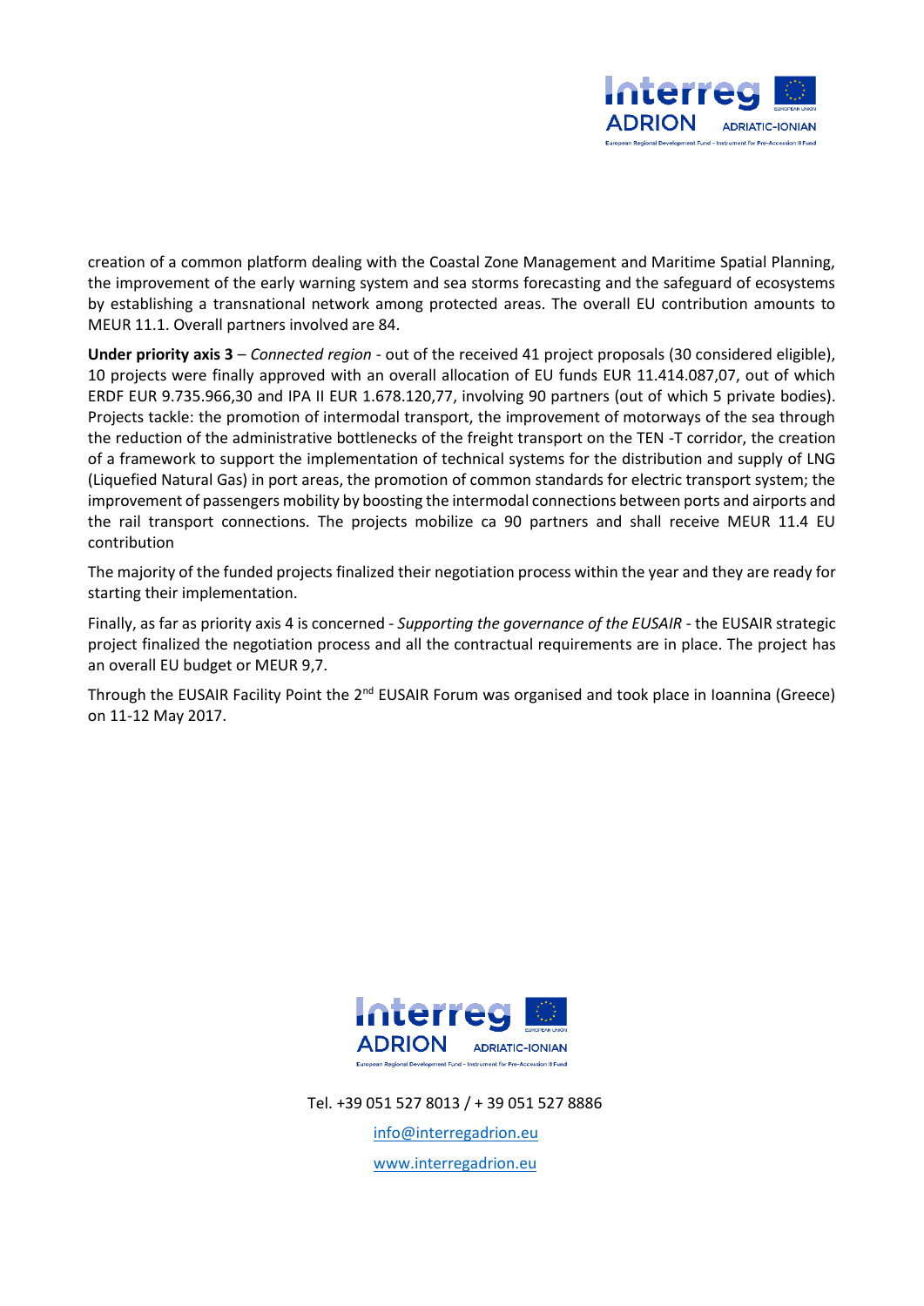creation of a common platform dealing with the Coastal Zone Management and Maritime Spatial Planning, the improvement of the early warning system and sea storms forecasting and the safeguard of ecosystems by establishing a transnational network among protected areas. The overall EU contribution amounts to MEUR 11.1. Overall partners involved are 84.

**Under priority axis 3** – *Connected region* - out of the received 41 project proposals (30 considered eligible), 10 projects were finally approved with an overall allocation of EU funds EUR 11.414.087,07, out of which ERDF EUR 9.735.966,30 and IPA II EUR 1.678.120,77, involving 90 partners (out of which 5 private bodies). Projects tackle: the promotion of intermodal transport, the improvement of motorways of the sea through the reduction of the administrative bottlenecks of the freight transport on the TEN -T corridor, the creation of a framework to support the implementation of technical systems for the distribution and supply of LNG (Liquefied Natural Gas) in port areas, the promotion of common standards for electric transport system; the improvement of passengers mobility by boosting the intermodal connections between ports and airports and the rail transport connections. The projects mobilize ca 90 partners and shall receive MEUR 11.4 EU contribution

The majority of the funded projects finalized their negotiation process within the year and they are ready for starting their implementation.

Finally, as far as priority axis 4 is concerned - *Supporting the governance of the EUSAIR* - the EUSAIR strategic project finalized the negotiation process and all the contractual requirements are in place. The project has an overall EU budget or MEUR 9,7.

Through the EUSAIR Facility Point the 2nd EUSAIR Forum was organised and took place in Ioannina (Greece) on 11-12 May 2017.

Tel. +39 051 527 8013 / + 39 051 527 8886

info@interregadrion.eu

www.interregadrion.eu